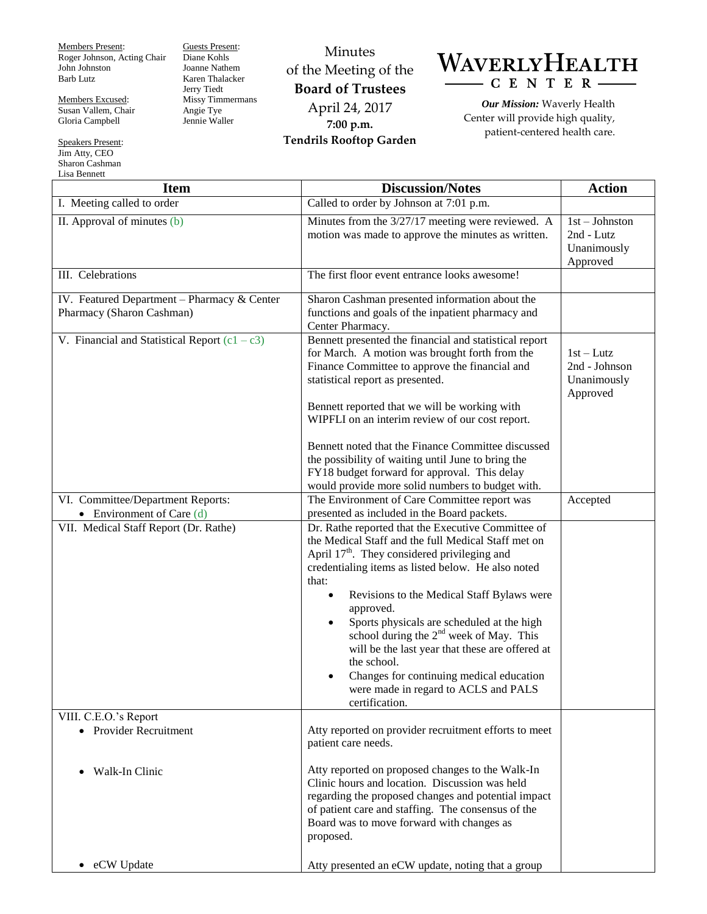Members Present:
Roger Johnson, Acting Chair
John Johnston
Barb Lutz

Members Excused:
Susan Vallem, Chair
Gloria Campbell

Speakers Present:
Jim Atty, CEO
Sharon Cashman
Lisa Bennett

Guests Present:
Diane Kohls
Joanne Nathem
Karen Thalacker
Jerry Tiedt
Missy Timmermans
Angie Tye
Jennie Waller

Minutes
of the Meeting of the
**Board of Trustees**
April 24, 2017
**7:00 p.m.**
**Tendrils Rooftop Garden**

**WAVERLY HEALTH CENTER**

***Our Mission:*** Waverly Health Center will provide high quality, patient-centered health care.

| Item | Discussion/Notes | Action |
|---|---|---|
| I. Meeting called to order | Called to order by Johnson at 7:01 p.m. | |
| II. Approval of minutes (b) | Minutes from the 3/27/17 meeting were reviewed. A motion was made to approve the minutes as written. | 1st – Johnston<br>2nd - Lutz<br>Unanimously Approved |
| III. Celebrations | The first floor event entrance looks awesome! | |
| IV. Featured Department – Pharmacy & Center Pharmacy (Sharon Cashman) | Sharon Cashman presented information about the functions and goals of the inpatient pharmacy and Center Pharmacy. | |
| V. Financial and Statistical Report (c1 – c3) | Bennett presented the financial and statistical report for March. A motion was brought forth from the Finance Committee to approve the financial and statistical report as presented.<br><br>Bennett reported that we will be working with WIPFLI on an interim review of our cost report.<br><br>Bennett noted that the Finance Committee discussed the possibility of waiting until June to bring the FY18 budget forward for approval. This delay would provide more solid numbers to budget with. | 1st – Lutz<br>2nd - Johnson<br>Unanimously Approved |
| VI. Committee/Department Reports:<br>• Environment of Care (d) | The Environment of Care Committee report was presented as included in the Board packets. | Accepted |
| VII. Medical Staff Report (Dr. Rathe) | Dr. Rathe reported that the Executive Committee of the Medical Staff and the full Medical Staff met on April 17th. They considered privileging and credentialing items as listed below. He also noted that:<br>• Revisions to the Medical Staff Bylaws were approved.<br>• Sports physicals are scheduled at the high school during the 2nd week of May. This will be the last year that these are offered at the school.<br>• Changes for continuing medical education were made in regard to ACLS and PALS certification. | |
| VIII. C.E.O.'s Report<br>• Provider Recruitment<br><br>• Walk-In Clinic<br><br>• eCW Update | Atty reported on provider recruitment efforts to meet patient care needs.<br><br>Atty reported on proposed changes to the Walk-In Clinic hours and location. Discussion was held regarding the proposed changes and potential impact of patient care and staffing. The consensus of the Board was to move forward with changes as proposed.<br><br>Atty presented an eCW update, noting that a group | |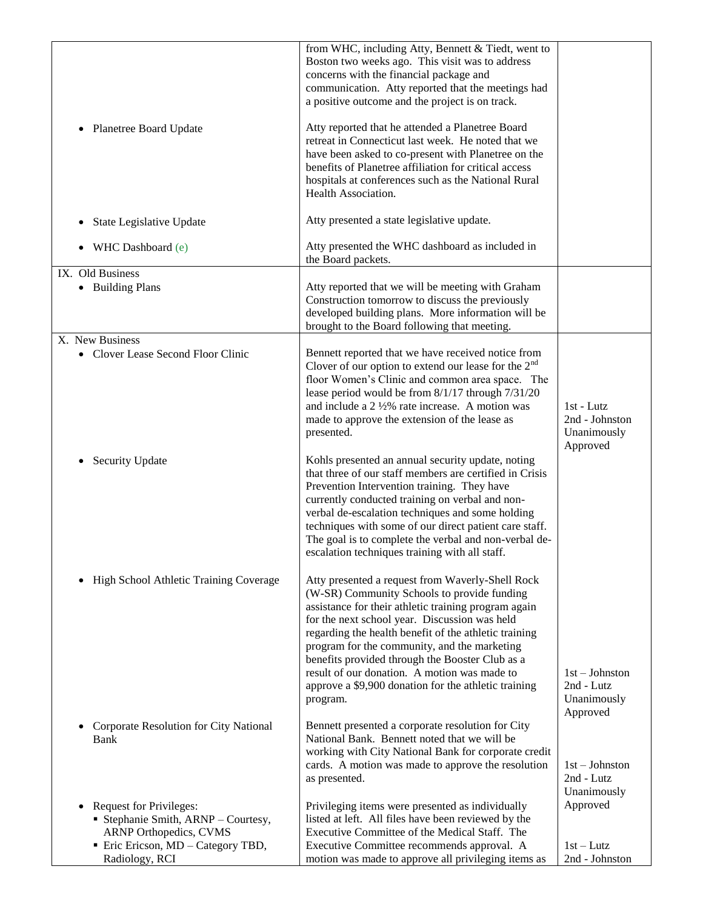| | | |
|---|---|---|
| | from WHC, including Atty, Bennett & Tiedt, went to Boston two weeks ago. This visit was to address concerns with the financial package and communication. Atty reported that the meetings had a positive outcome and the project is on track. | |
| • Planetree Board Update | Atty reported that he attended a Planetree Board retreat in Connecticut last week. He noted that we have been asked to co-present with Planetree on the benefits of Planetree affiliation for critical access hospitals at conferences such as the National Rural Health Association. | |
| • State Legislative Update | Atty presented a state legislative update. | |
| • WHC Dashboard (e) | Atty presented the WHC dashboard as included in the Board packets. | |
| IX. Old Business<br>• Building Plans | Atty reported that we will be meeting with Graham Construction tomorrow to discuss the previously developed building plans. More information will be brought to the Board following that meeting. | |
| X. New Business<br>• Clover Lease Second Floor Clinic | Bennett reported that we have received notice from Clover of our option to extend our lease for the 2nd floor Women's Clinic and common area space. The lease period would be from 8/1/17 through 7/31/20 and include a 2 ½% rate increase. A motion was made to approve the extension of the lease as presented. | 1st - Lutz<br>2nd - Johnston<br>Unanimously Approved |
| • Security Update | Kohls presented an annual security update, noting that three of our staff members are certified in Crisis Prevention Intervention training. They have currently conducted training on verbal and non-verbal de-escalation techniques and some holding techniques with some of our direct patient care staff. The goal is to complete the verbal and non-verbal de-escalation techniques training with all staff. | |
| • High School Athletic Training Coverage | Atty presented a request from Waverly-Shell Rock (W-SR) Community Schools to provide funding assistance for their athletic training program again for the next school year. Discussion was held regarding the health benefit of the athletic training program for the community, and the marketing benefits provided through the Booster Club as a result of our donation. A motion was made to approve a $9,900 donation for the athletic training program. | 1st – Johnston<br>2nd - Lutz<br>Unanimously Approved |
| • Corporate Resolution for City National Bank | Bennett presented a corporate resolution for City National Bank. Bennett noted that we will be working with City National Bank for corporate credit cards. A motion was made to approve the resolution as presented. | 1st – Johnston<br>2nd - Lutz<br>Unanimously Approved |
| • Request for Privileges:<br>▪ Stephanie Smith, ARNP – Courtesy, ARNP Orthopedics, CVMS<br>▪ Eric Ericson, MD – Category TBD, Radiology, RCI | Privileging items were presented as individually listed at left. All files have been reviewed by the Executive Committee of the Medical Staff. The Executive Committee recommends approval. A motion was made to approve all privileging items as | 1st – Lutz<br>2nd - Johnston |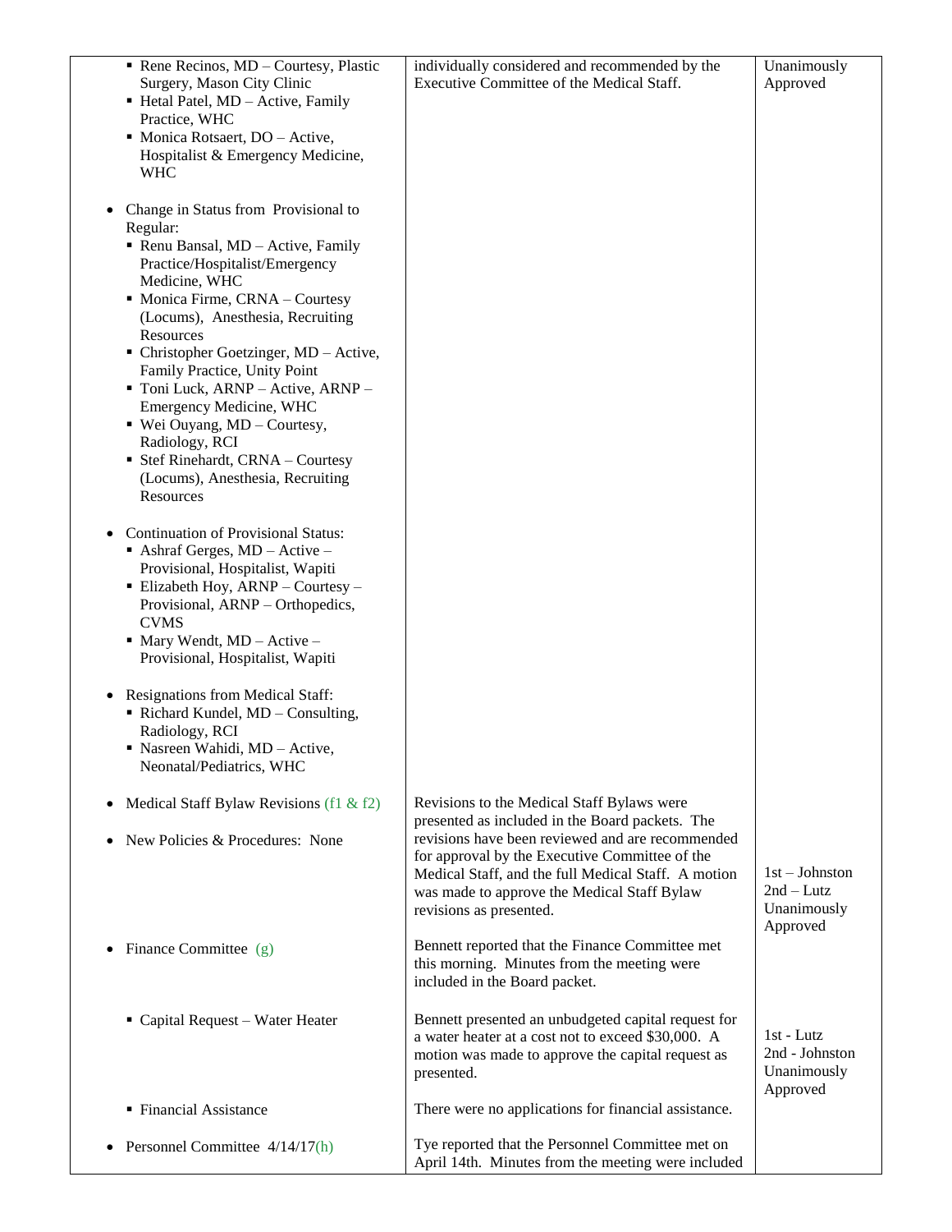| | | |
|---|---|---|
| ▪ Rene Recinos, MD – Courtesy, Plastic Surgery, Mason City Clinic<br>▪ Hetal Patel, MD – Active, Family Practice, WHC<br>▪ Monica Rotsaert, DO – Active, Hospitalist & Emergency Medicine, WHC<br><br>• Change in Status from Provisional to Regular:<br>▪ Renu Bansal, MD – Active, Family Practice/Hospitalist/Emergency Medicine, WHC<br>▪ Monica Firme, CRNA – Courtesy (Locums), Anesthesia, Recruiting Resources<br>▪ Christopher Goetzinger, MD – Active, Family Practice, Unity Point<br>▪ Toni Luck, ARNP – Active, ARNP – Emergency Medicine, WHC<br>▪ Wei Ouyang, MD – Courtesy, Radiology, RCI<br>▪ Stef Rinehardt, CRNA – Courtesy (Locums), Anesthesia, Recruiting Resources<br><br>• Continuation of Provisional Status:<br>▪ Ashraf Gerges, MD – Active – Provisional, Hospitalist, Wapiti<br>▪ Elizabeth Hoy, ARNP – Courtesy – Provisional, ARNP – Orthopedics, CVMS<br>▪ Mary Wendt, MD – Active – Provisional, Hospitalist, Wapiti<br><br>• Resignations from Medical Staff:<br>▪ Richard Kundel, MD – Consulting, Radiology, RCI<br>▪ Nasreen Wahidi, MD – Active, Neonatal/Pediatrics, WHC | individually considered and recommended by the Executive Committee of the Medical Staff. | Unanimously Approved |
| • Medical Staff Bylaw Revisions (f1 & f2)<br><br>• New Policies & Procedures: None | Revisions to the Medical Staff Bylaws were presented as included in the Board packets. The revisions have been reviewed and are recommended for approval by the Executive Committee of the Medical Staff, and the full Medical Staff. A motion was made to approve the Medical Staff Bylaw revisions as presented. | 1st – Johnston<br>2nd – Lutz<br>Unanimously Approved |
| • Finance Committee (g) | Bennett reported that the Finance Committee met this morning. Minutes from the meeting were included in the Board packet. | |
| ▪ Capital Request – Water Heater | Bennett presented an unbudgeted capital request for a water heater at a cost not to exceed $30,000. A motion was made to approve the capital request as presented. | 1st - Lutz<br>2nd - Johnston<br>Unanimously Approved |
| ▪ Financial Assistance | There were no applications for financial assistance. | |
| • Personnel Committee 4/14/17(h) | Tye reported that the Personnel Committee met on April 14th. Minutes from the meeting were included | |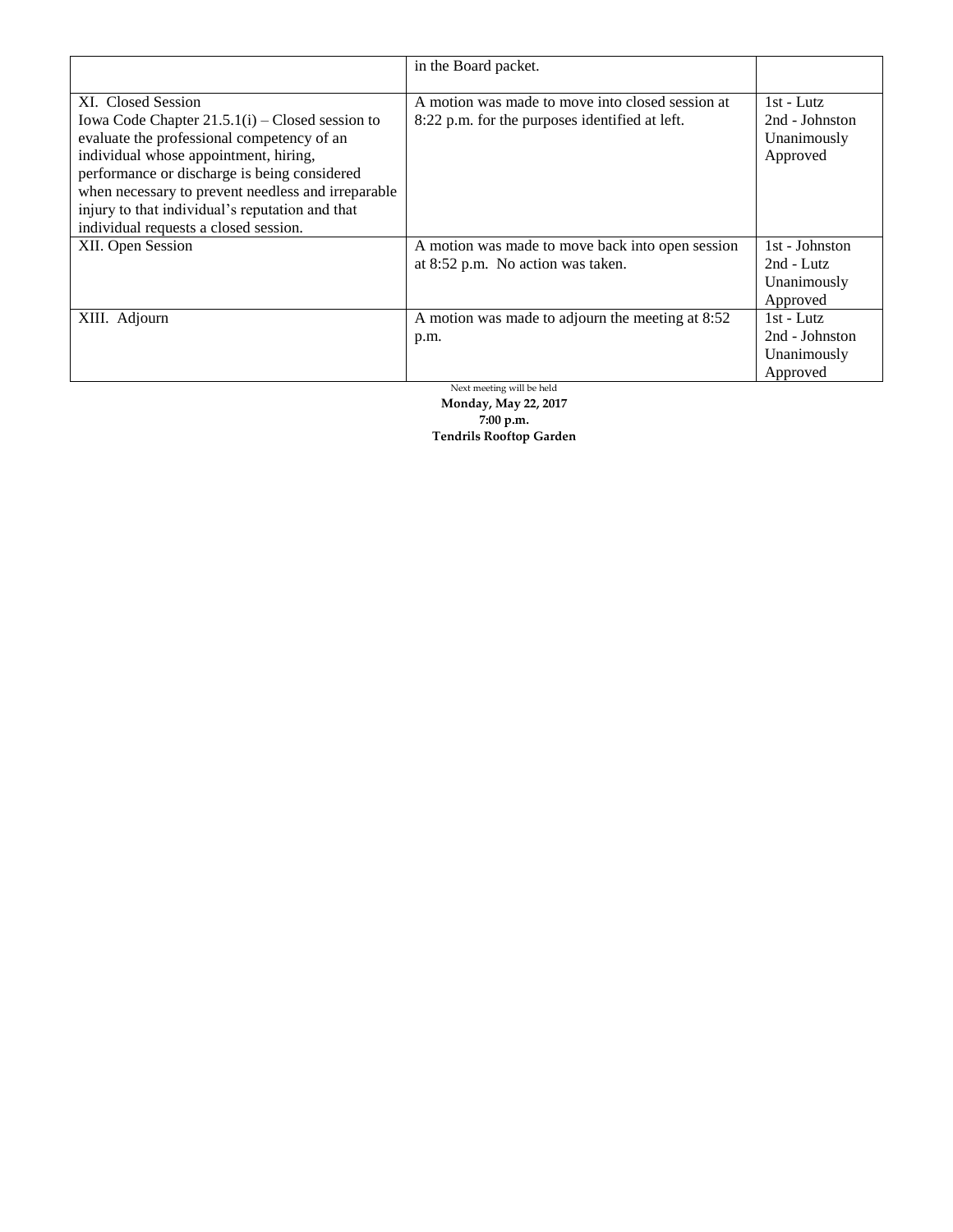| | | |
|---|---|---|
| | in the Board packet. | |
| XI. Closed Session<br>Iowa Code Chapter 21.5.1(i) – Closed session to evaluate the professional competency of an individual whose appointment, hiring, performance or discharge is being considered when necessary to prevent needless and irreparable injury to that individual's reputation and that individual requests a closed session. | A motion was made to move into closed session at 8:22 p.m. for the purposes identified at left. | 1st - Lutz<br>2nd - Johnston<br>Unanimously Approved |
| XII. Open Session | A motion was made to move back into open session at 8:52 p.m. No action was taken. | 1st - Johnston<br>2nd - Lutz<br>Unanimously Approved |
| XIII. Adjourn | A motion was made to adjourn the meeting at 8:52 p.m. | 1st - Lutz<br>2nd - Johnston<br>Unanimously Approved |

Next meeting will be held

**Monday, May 22, 2017**

**7:00 p.m.**

**Tendrils Rooftop Garden**